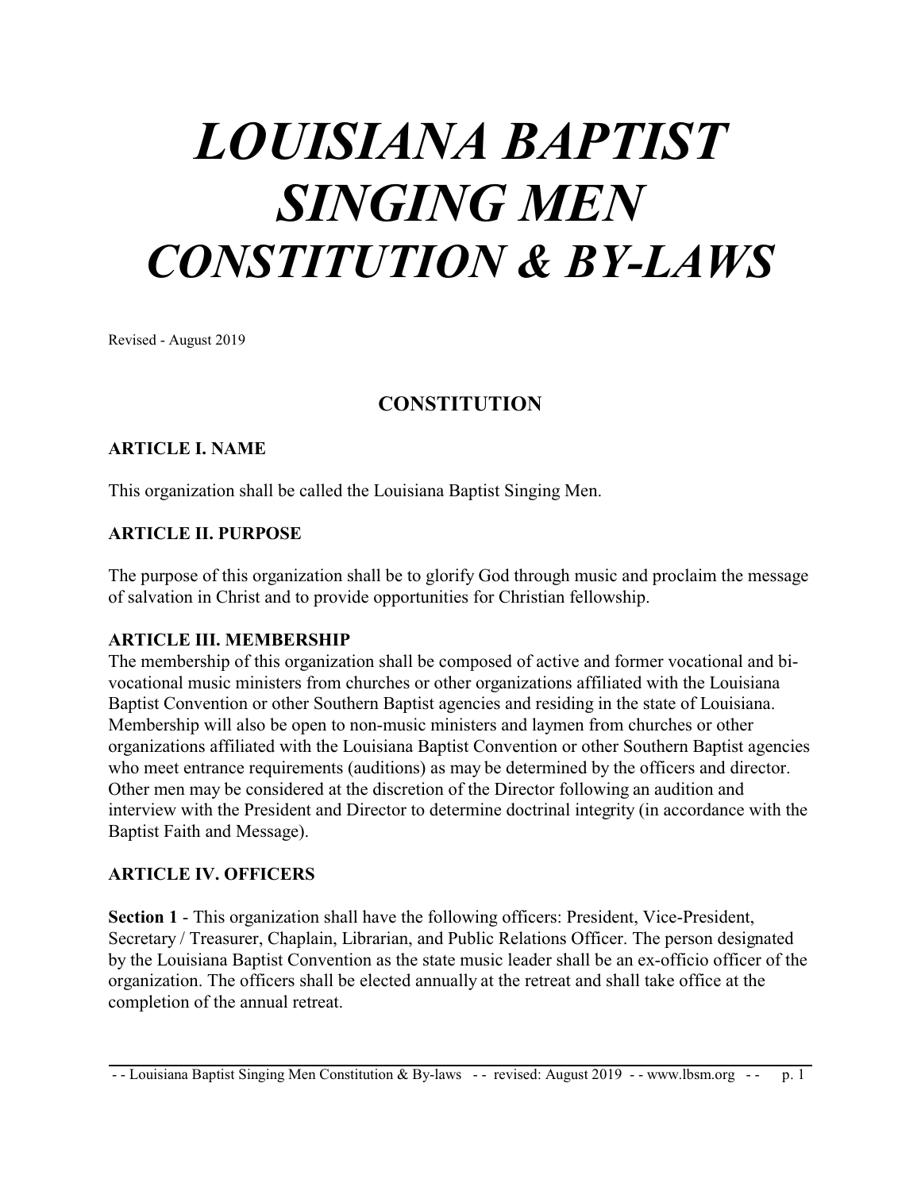# *LOUISIANA BAPTIST SINGING MEN CONSTITUTION & BY-LAWS*

Revised - August 2019

## CONSTITUTION

### ARTICLE I. NAME

This organization shall be called the Louisiana Baptist Singing Men.

### ARTICLE II. PURPOSE

The purpose of this organization shall be to glorify God through music and proclaim the message of salvation in Christ and to provide opportunities for Christian fellowship.

### ARTICLE III. MEMBERSHIP

The membership of this organization shall be composed of active and former vocational and bi-vocational music ministers from churches or other organizations affiliated with the Louisiana Baptist Convention or other Southern Baptist agencies and residing in the state of Louisiana. Membership will also be open to non-music ministers and laymen from churches or other organizations affiliated with the Louisiana Baptist Convention or other Southern Baptist agencies who meet entrance requirements (auditions) as may be determined by the officers and director. Other men may be considered at the discretion of the Director following an audition and interview with the President and Director to determine doctrinal integrity (in accordance with the Baptist Faith and Message).

### ARTICLE IV. OFFICERS

**Section 1** - This organization shall have the following officers: President, Vice-President, Secretary / Treasurer, Chaplain, Librarian, and Public Relations Officer. The person designated by the Louisiana Baptist Convention as the state music leader shall be an ex-officio officer of the organization. The officers shall be elected annually at the retreat and shall take office at the completion of the annual retreat.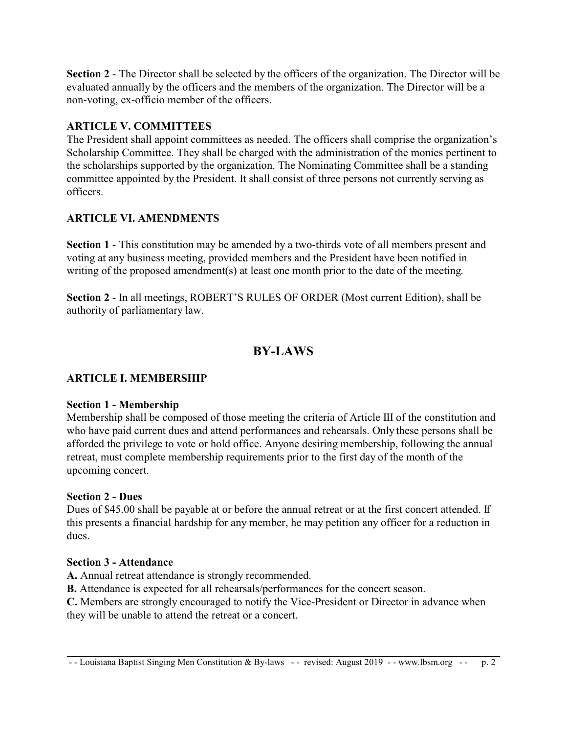**Section 2** - The Director shall be selected by the officers of the organization. The Director will be evaluated annually by the officers and the members of the organization. The Director will be a non-voting, ex-officio member of the officers.

### ARTICLE V. COMMITTEES

The President shall appoint committees as needed. The officers shall comprise the organization's Scholarship Committee. They shall be charged with the administration of the monies pertinent to the scholarships supported by the organization. The Nominating Committee shall be a standing committee appointed by the President. It shall consist of three persons not currently serving as officers.

### ARTICLE VI. AMENDMENTS

**Section 1** - This constitution may be amended by a two-thirds vote of all members present and voting at any business meeting, provided members and the President have been notified in writing of the proposed amendment(s) at least one month prior to the date of the meeting.

**Section 2** - In all meetings, ROBERT'S RULES OF ORDER (Most current Edition), shall be authority of parliamentary law.

## BY-LAWS

### ARTICLE I. MEMBERSHIP

**Section 1 - Membership**

Membership shall be composed of those meeting the criteria of Article III of the constitution and who have paid current dues and attend performances and rehearsals. Only these persons shall be afforded the privilege to vote or hold office. Anyone desiring membership, following the annual retreat, must complete membership requirements prior to the first day of the month of the upcoming concert.

**Section 2 - Dues**

Dues of $45.00 shall be payable at or before the annual retreat or at the first concert attended. If this presents a financial hardship for any member, he may petition any officer for a reduction in dues.

**Section 3 - Attendance**

**A.** Annual retreat attendance is strongly recommended.

**B.** Attendance is expected for all rehearsals/performances for the concert season.

**C.** Members are strongly encouraged to notify the Vice-President or Director in advance when they will be unable to attend the retreat or a concert.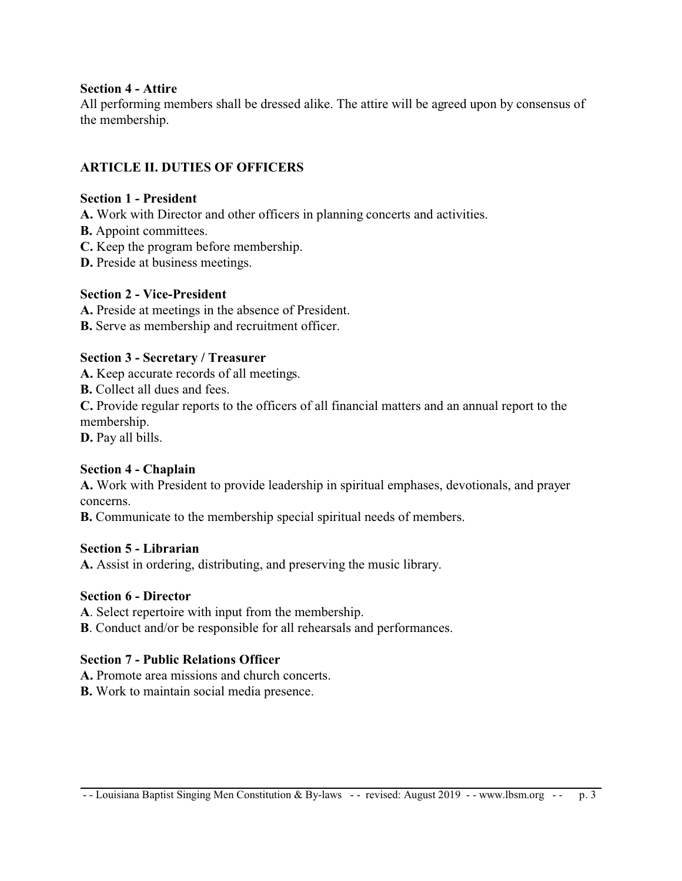**Section 4 - Attire**

All performing members shall be dressed alike. The attire will be agreed upon by consensus of the membership.

## ARTICLE II. DUTIES OF OFFICERS

**Section 1 - President**

**A.** Work with Director and other officers in planning concerts and activities.
**B.** Appoint committees.
**C.** Keep the program before membership.
**D.** Preside at business meetings.

**Section 2 - Vice-President**

**A.** Preside at meetings in the absence of President.
**B.** Serve as membership and recruitment officer.

**Section 3 - Secretary / Treasurer**

**A.** Keep accurate records of all meetings.
**B.** Collect all dues and fees.
**C.** Provide regular reports to the officers of all financial matters and an annual report to the membership.
**D.** Pay all bills.

**Section 4 - Chaplain**

**A.** Work with President to provide leadership in spiritual emphases, devotionals, and prayer concerns.
**B.** Communicate to the membership special spiritual needs of members.

**Section 5 - Librarian**

**A.** Assist in ordering, distributing, and preserving the music library.

**Section 6 - Director**

**A**. Select repertoire with input from the membership.
**B**. Conduct and/or be responsible for all rehearsals and performances.

**Section 7 - Public Relations Officer**

**A.** Promote area missions and church concerts.
**B.** Work to maintain social media presence.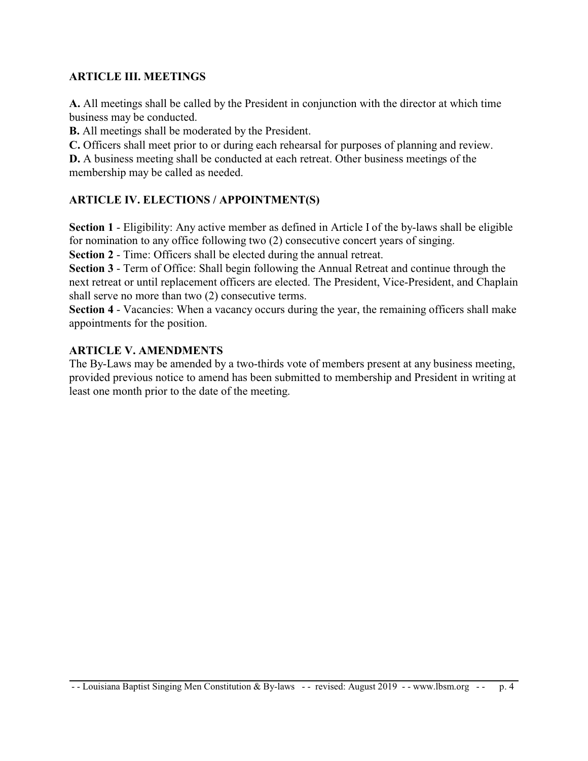## ARTICLE III. MEETINGS

**A.** All meetings shall be called by the President in conjunction with the director at which time business may be conducted.

**B.** All meetings shall be moderated by the President.

**C.** Officers shall meet prior to or during each rehearsal for purposes of planning and review.

**D.** A business meeting shall be conducted at each retreat. Other business meetings of the membership may be called as needed.

## ARTICLE IV. ELECTIONS / APPOINTMENT(S)

**Section 1** - Eligibility: Any active member as defined in Article I of the by-laws shall be eligible for nomination to any office following two (2) consecutive concert years of singing.

**Section 2** - Time: Officers shall be elected during the annual retreat.

**Section 3** - Term of Office: Shall begin following the Annual Retreat and continue through the next retreat or until replacement officers are elected. The President, Vice-President, and Chaplain shall serve no more than two (2) consecutive terms.

**Section 4** - Vacancies: When a vacancy occurs during the year, the remaining officers shall make appointments for the position.

## ARTICLE V. AMENDMENTS

The By-Laws may be amended by a two-thirds vote of members present at any business meeting, provided previous notice to amend has been submitted to membership and President in writing at least one month prior to the date of the meeting.